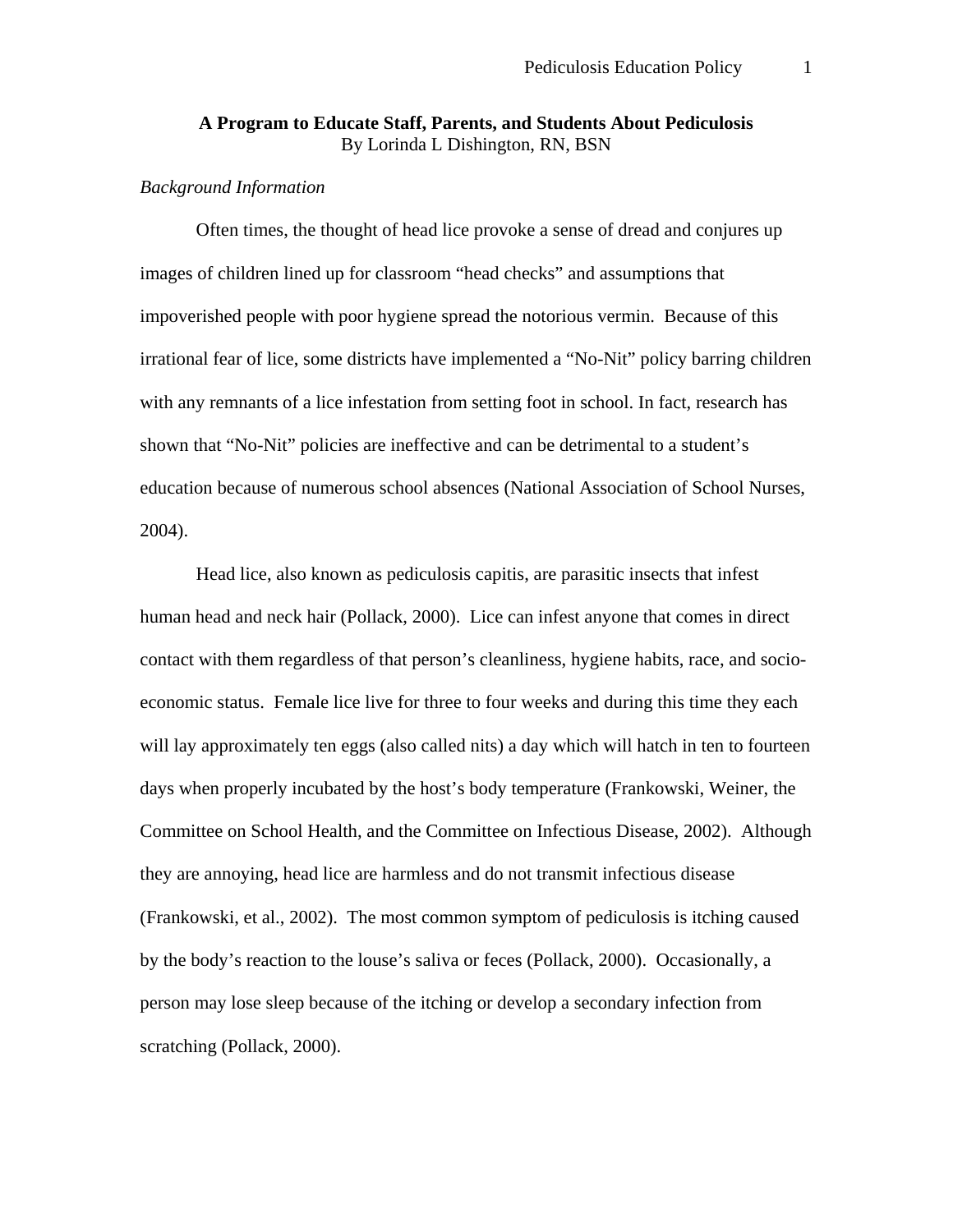# A Program to Educate Staff, Parents, and Students About Pediculosis

By Lorinda L Dishington, RN, BSN

*Background Information*

Often times, the thought of head lice provoke a sense of dread and conjures up images of children lined up for classroom "head checks" and assumptions that impoverished people with poor hygiene spread the notorious vermin. Because of this irrational fear of lice, some districts have implemented a "No-Nit" policy barring children with any remnants of a lice infestation from setting foot in school. In fact, research has shown that "No-Nit" policies are ineffective and can be detrimental to a student's education because of numerous school absences (National Association of School Nurses, 2004).

Head lice, also known as pediculosis capitis, are parasitic insects that infest human head and neck hair (Pollack, 2000). Lice can infest anyone that comes in direct contact with them regardless of that person's cleanliness, hygiene habits, race, and socio-economic status. Female lice live for three to four weeks and during this time they each will lay approximately ten eggs (also called nits) a day which will hatch in ten to fourteen days when properly incubated by the host's body temperature (Frankowski, Weiner, the Committee on School Health, and the Committee on Infectious Disease, 2002). Although they are annoying, head lice are harmless and do not transmit infectious disease (Frankowski, et al., 2002). The most common symptom of pediculosis is itching caused by the body's reaction to the louse's saliva or feces (Pollack, 2000). Occasionally, a person may lose sleep because of the itching or develop a secondary infection from scratching (Pollack, 2000).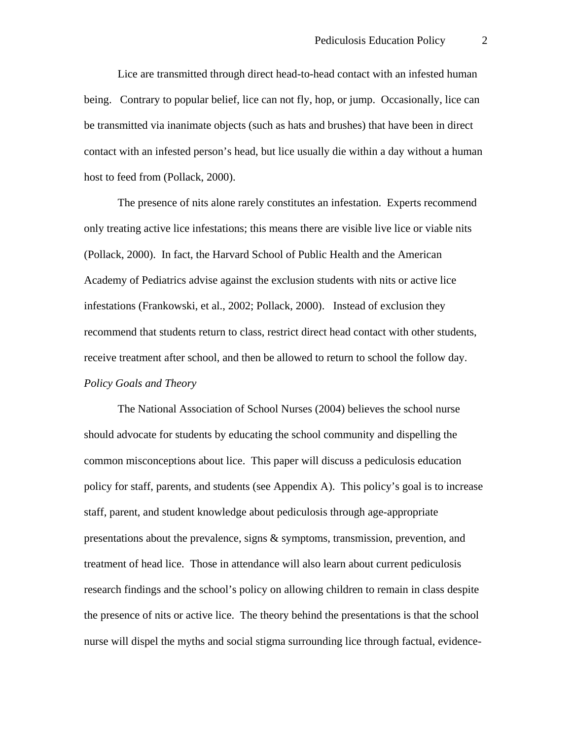Lice are transmitted through direct head-to-head contact with an infested human being. Contrary to popular belief, lice can not fly, hop, or jump. Occasionally, lice can be transmitted via inanimate objects (such as hats and brushes) that have been in direct contact with an infested person's head, but lice usually die within a day without a human host to feed from (Pollack, 2000).

The presence of nits alone rarely constitutes an infestation. Experts recommend only treating active lice infestations; this means there are visible live lice or viable nits (Pollack, 2000). In fact, the Harvard School of Public Health and the American Academy of Pediatrics advise against the exclusion students with nits or active lice infestations (Frankowski, et al., 2002; Pollack, 2000). Instead of exclusion they recommend that students return to class, restrict direct head contact with other students, receive treatment after school, and then be allowed to return to school the follow day.

*Policy Goals and Theory*

The National Association of School Nurses (2004) believes the school nurse should advocate for students by educating the school community and dispelling the common misconceptions about lice. This paper will discuss a pediculosis education policy for staff, parents, and students (see Appendix A). This policy's goal is to increase staff, parent, and student knowledge about pediculosis through age-appropriate presentations about the prevalence, signs & symptoms, transmission, prevention, and treatment of head lice. Those in attendance will also learn about current pediculosis research findings and the school's policy on allowing children to remain in class despite the presence of nits or active lice. The theory behind the presentations is that the school nurse will dispel the myths and social stigma surrounding lice through factual, evidence-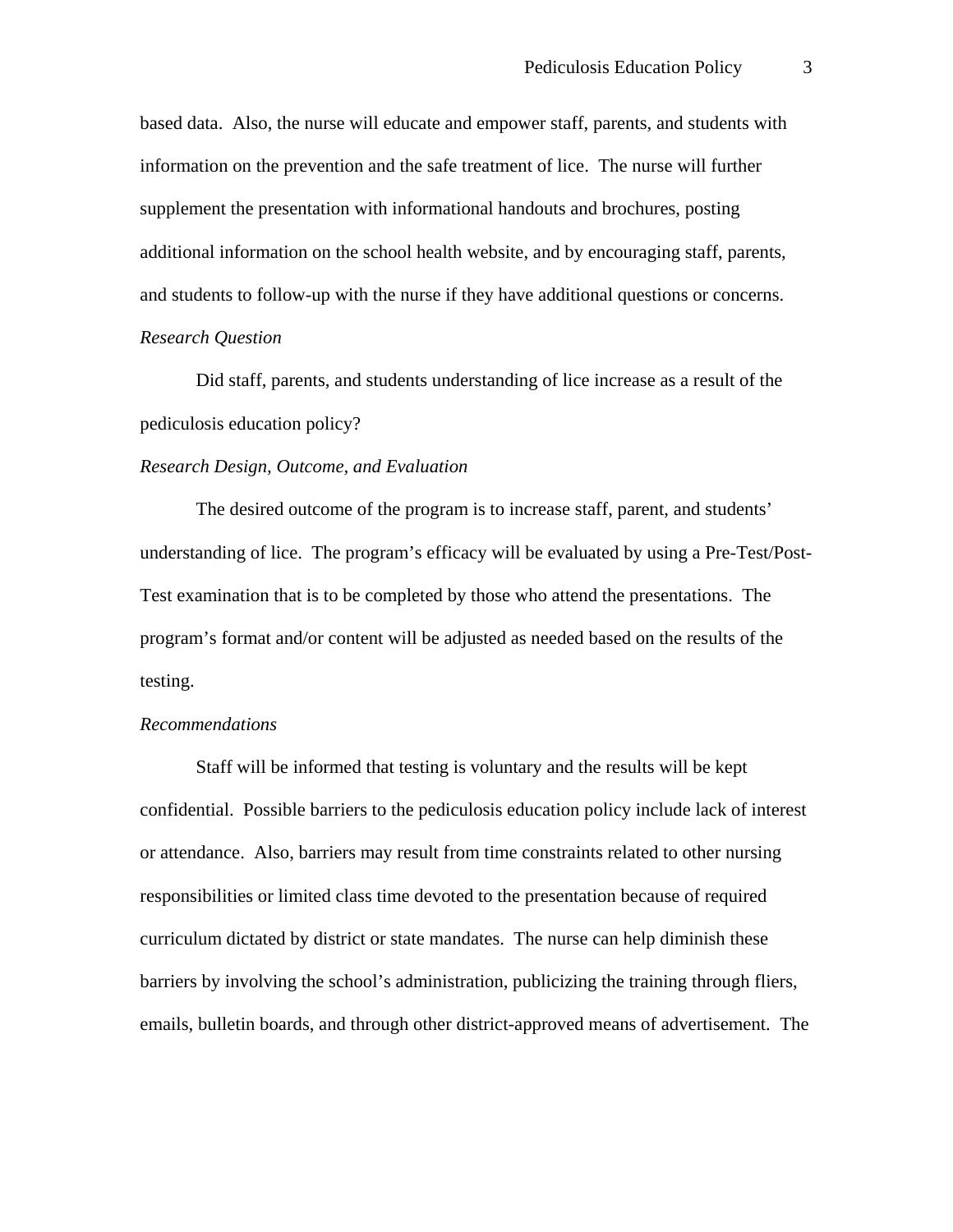based data.  Also, the nurse will educate and empower staff, parents, and students with information on the prevention and the safe treatment of lice.  The nurse will further supplement the presentation with informational handouts and brochures, posting additional information on the school health website, and by encouraging staff, parents, and students to follow-up with the nurse if they have additional questions or concerns.

*Research Question*

Did staff, parents, and students understanding of lice increase as a result of the pediculosis education policy?

*Research Design, Outcome, and Evaluation*

The desired outcome of the program is to increase staff, parent, and students' understanding of lice.  The program's efficacy will be evaluated by using a Pre-Test/Post-Test examination that is to be completed by those who attend the presentations.  The program's format and/or content will be adjusted as needed based on the results of the testing.

*Recommendations*

Staff will be informed that testing is voluntary and the results will be kept confidential.  Possible barriers to the pediculosis education policy include lack of interest or attendance.  Also, barriers may result from time constraints related to other nursing responsibilities or limited class time devoted to the presentation because of required curriculum dictated by district or state mandates.  The nurse can help diminish these barriers by involving the school's administration, publicizing the training through fliers, emails, bulletin boards, and through other district-approved means of advertisement.  The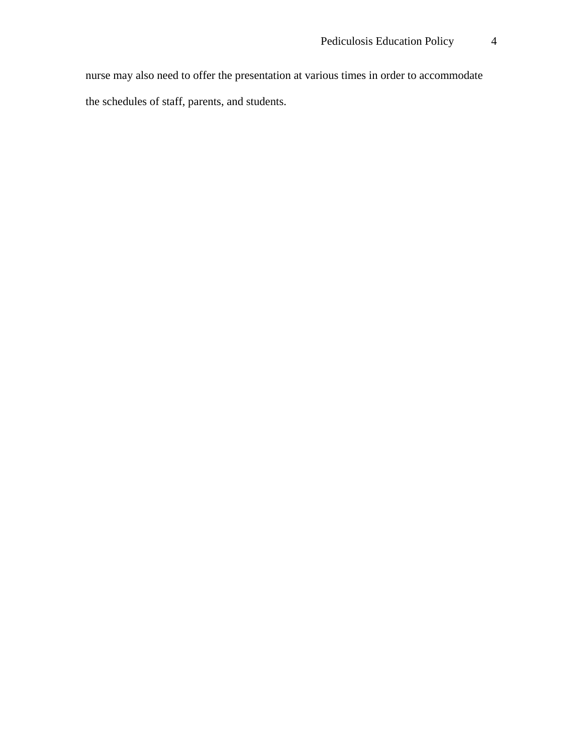nurse may also need to offer the presentation at various times in order to accommodate the schedules of staff, parents, and students.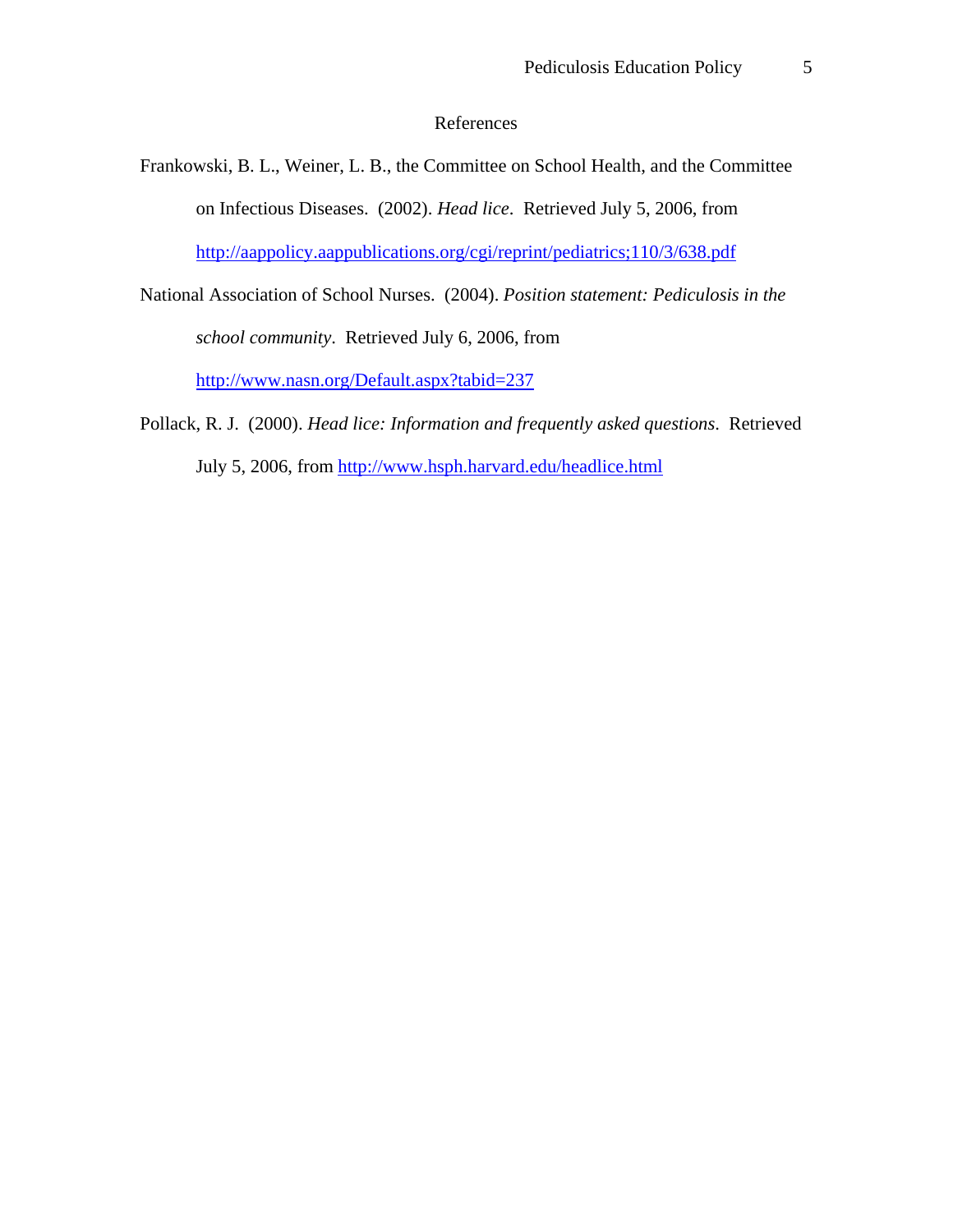# References

Frankowski, B. L., Weiner, L. B., the Committee on School Health, and the Committee on Infectious Diseases. (2002). *Head lice*. Retrieved July 5, 2006, from http://aappolicy.aappublications.org/cgi/reprint/pediatrics;110/3/638.pdf

National Association of School Nurses. (2004). *Position statement: Pediculosis in the school community*. Retrieved July 6, 2006, from http://www.nasn.org/Default.aspx?tabid=237

Pollack, R. J. (2000). *Head lice: Information and frequently asked questions*. Retrieved July 5, 2006, from http://www.hsph.harvard.edu/headlice.html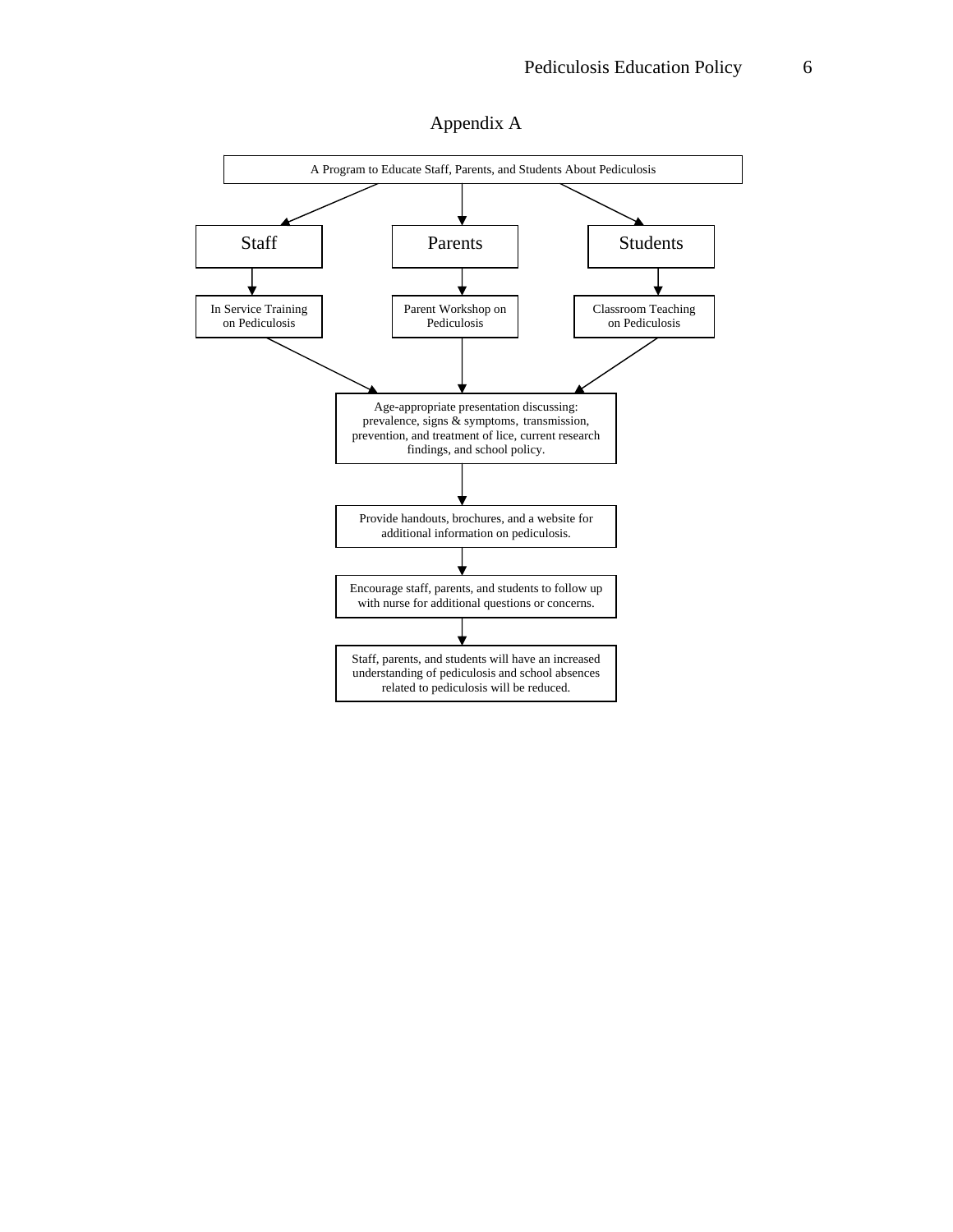# Appendix A

A Program to Educate Staff, Parents, and Students About Pediculosis

Staff

Parents

Students

In Service Training on Pediculosis

Parent Workshop on Pediculosis

Classroom Teaching on Pediculosis

Age-appropriate presentation discussing: prevalence, signs & symptoms, transmission, prevention, and treatment of lice, current research findings, and school policy.

Provide handouts, brochures, and a website for additional information on pediculosis.

Encourage staff, parents, and students to follow up with nurse for additional questions or concerns.

Staff, parents, and students will have an increased understanding of pediculosis and school absences related to pediculosis will be reduced.